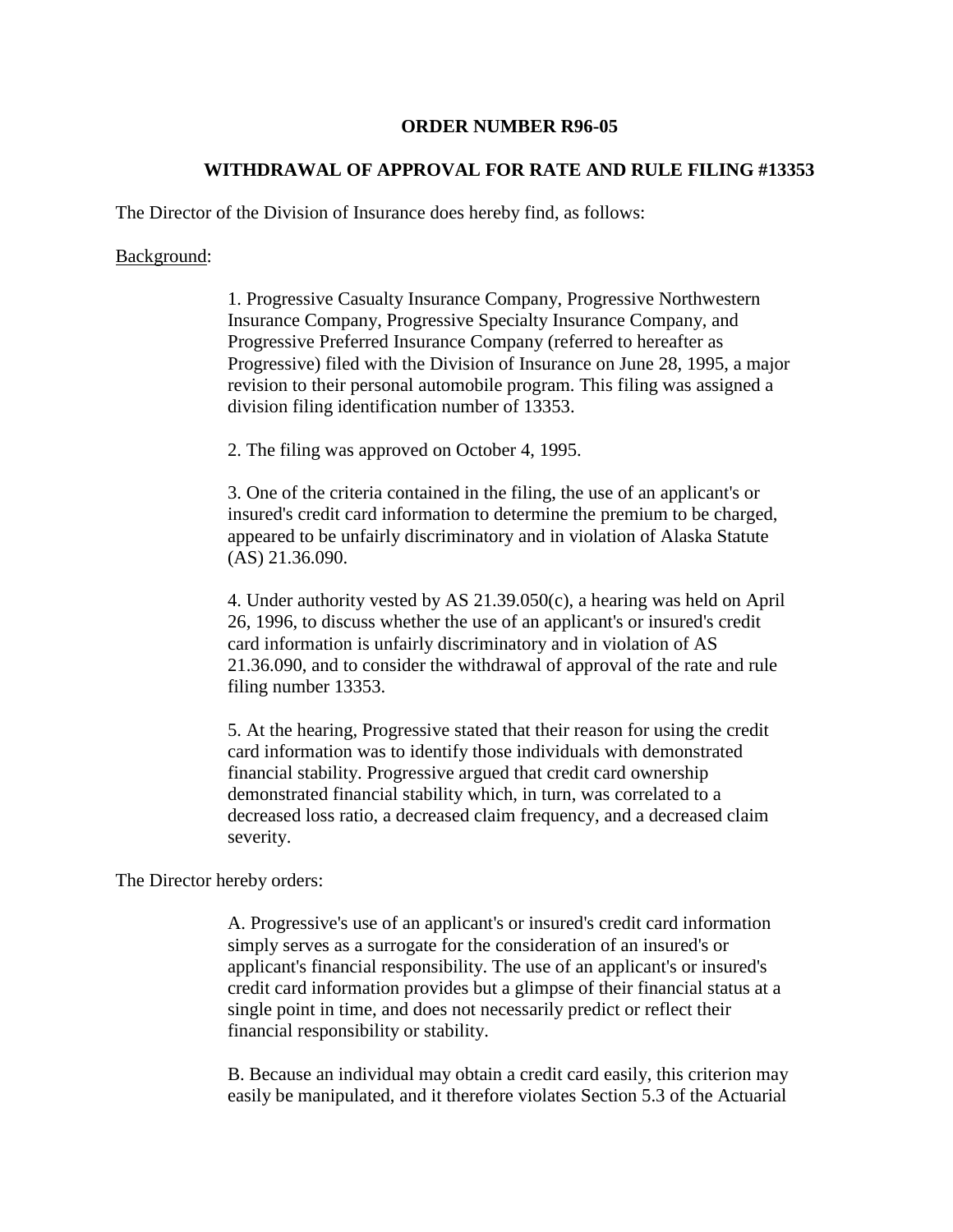# ORDER NUMBER R96-05

## WITHDRAWAL OF APPROVAL FOR RATE AND RULE FILING #13353

The Director of the Division of Insurance does hereby find, as follows:

Background:

1. Progressive Casualty Insurance Company, Progressive Northwestern Insurance Company, Progressive Specialty Insurance Company, and Progressive Preferred Insurance Company (referred to hereafter as Progressive) filed with the Division of Insurance on June 28, 1995, a major revision to their personal automobile program. This filing was assigned a division filing identification number of 13353.

2. The filing was approved on October 4, 1995.

3. One of the criteria contained in the filing, the use of an applicant's or insured's credit card information to determine the premium to be charged, appeared to be unfairly discriminatory and in violation of Alaska Statute (AS) 21.36.090.

4. Under authority vested by AS 21.39.050(c), a hearing was held on April 26, 1996, to discuss whether the use of an applicant's or insured's credit card information is unfairly discriminatory and in violation of AS 21.36.090, and to consider the withdrawal of approval of the rate and rule filing number 13353.

5. At the hearing, Progressive stated that their reason for using the credit card information was to identify those individuals with demonstrated financial stability. Progressive argued that credit card ownership demonstrated financial stability which, in turn, was correlated to a decreased loss ratio, a decreased claim frequency, and a decreased claim severity.

The Director hereby orders:

A. Progressive's use of an applicant's or insured's credit card information simply serves as a surrogate for the consideration of an insured's or applicant's financial responsibility. The use of an applicant's or insured's credit card information provides but a glimpse of their financial status at a single point in time, and does not necessarily predict or reflect their financial responsibility or stability.

B. Because an individual may obtain a credit card easily, this criterion may easily be manipulated, and it therefore violates Section 5.3 of the Actuarial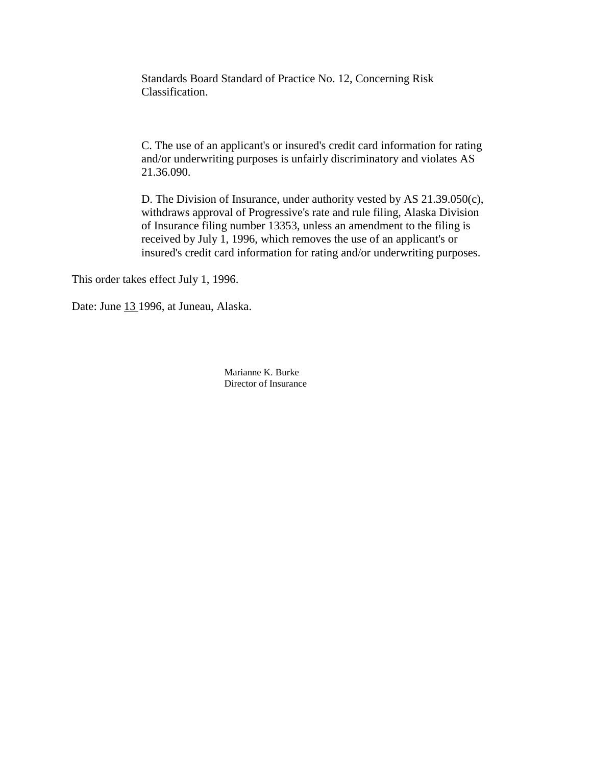Standards Board Standard of Practice No. 12, Concerning Risk Classification.

C. The use of an applicant's or insured's credit card information for rating and/or underwriting purposes is unfairly discriminatory and violates AS 21.36.090.

D. The Division of Insurance, under authority vested by AS 21.39.050(c), withdraws approval of Progressive's rate and rule filing, Alaska Division of Insurance filing number 13353, unless an amendment to the filing is received by July 1, 1996, which removes the use of an applicant's or insured's credit card information for rating and/or underwriting purposes.

This order takes effect July 1, 1996.

Date: June 13 1996, at Juneau, Alaska.

Marianne K. Burke
Director of Insurance